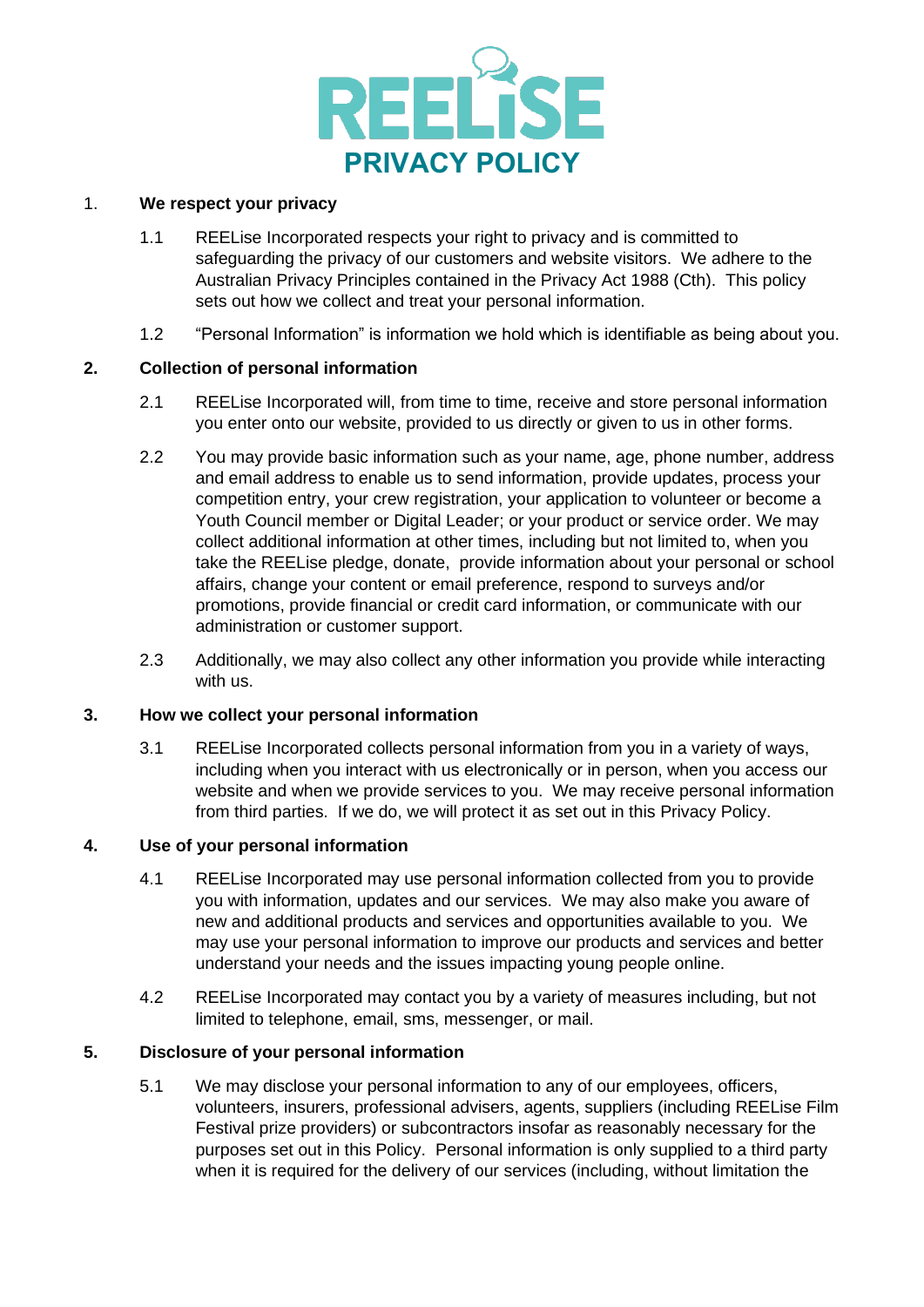# REELiSE

## PRIVACY POLICY

### 1. We respect your privacy

1.1 REELise Incorporated respects your right to privacy and is committed to safeguarding the privacy of our customers and website visitors. We adhere to the Australian Privacy Principles contained in the Privacy Act 1988 (Cth). This policy sets out how we collect and treat your personal information.

1.2 "Personal Information" is information we hold which is identifiable as being about you.

### 2. Collection of personal information

2.1 REELise Incorporated will, from time to time, receive and store personal information you enter onto our website, provided to us directly or given to us in other forms.

2.2 You may provide basic information such as your name, age, phone number, address and email address to enable us to send information, provide updates, process your competition entry, your crew registration, your application to volunteer or become a Youth Council member or Digital Leader; or your product or service order. We may collect additional information at other times, including but not limited to, when you take the REELise pledge, donate, provide information about your personal or school affairs, change your content or email preference, respond to surveys and/or promotions, provide financial or credit card information, or communicate with our administration or customer support.

2.3 Additionally, we may also collect any other information you provide while interacting with us.

### 3. How we collect your personal information

3.1 REELise Incorporated collects personal information from you in a variety of ways, including when you interact with us electronically or in person, when you access our website and when we provide services to you. We may receive personal information from third parties. If we do, we will protect it as set out in this Privacy Policy.

### 4. Use of your personal information

4.1 REELise Incorporated may use personal information collected from you to provide you with information, updates and our services. We may also make you aware of new and additional products and services and opportunities available to you. We may use your personal information to improve our products and services and better understand your needs and the issues impacting young people online.

4.2 REELise Incorporated may contact you by a variety of measures including, but not limited to telephone, email, sms, messenger, or mail.

### 5. Disclosure of your personal information

5.1 We may disclose your personal information to any of our employees, officers, volunteers, insurers, professional advisers, agents, suppliers (including REELise Film Festival prize providers) or subcontractors insofar as reasonably necessary for the purposes set out in this Policy. Personal information is only supplied to a third party when it is required for the delivery of our services (including, without limitation the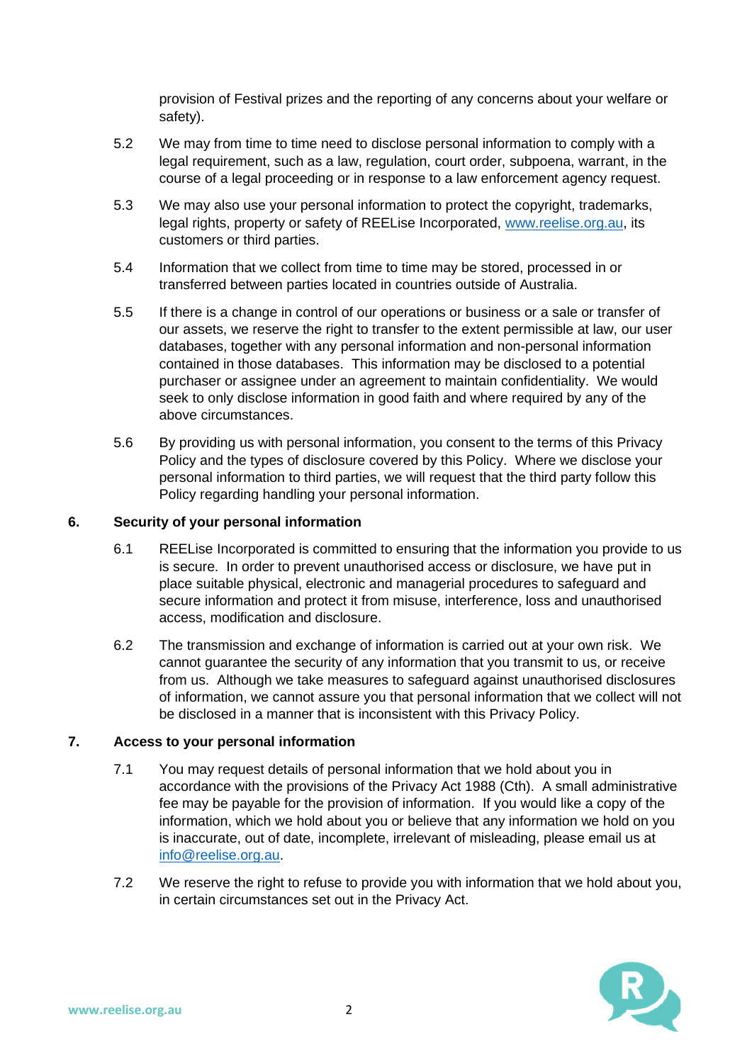provision of Festival prizes and the reporting of any concerns about your welfare or safety).

5.2 We may from time to time need to disclose personal information to comply with a legal requirement, such as a law, regulation, court order, subpoena, warrant, in the course of a legal proceeding or in response to a law enforcement agency request.

5.3 We may also use your personal information to protect the copyright, trademarks, legal rights, property or safety of REELise Incorporated, www.reelise.org.au, its customers or third parties.

5.4 Information that we collect from time to time may be stored, processed in or transferred between parties located in countries outside of Australia.

5.5 If there is a change in control of our operations or business or a sale or transfer of our assets, we reserve the right to transfer to the extent permissible at law, our user databases, together with any personal information and non-personal information contained in those databases. This information may be disclosed to a potential purchaser or assignee under an agreement to maintain confidentiality. We would seek to only disclose information in good faith and where required by any of the above circumstances.

5.6 By providing us with personal information, you consent to the terms of this Privacy Policy and the types of disclosure covered by this Policy. Where we disclose your personal information to third parties, we will request that the third party follow this Policy regarding handling your personal information.

## 6. Security of your personal information

6.1 REELise Incorporated is committed to ensuring that the information you provide to us is secure. In order to prevent unauthorised access or disclosure, we have put in place suitable physical, electronic and managerial procedures to safeguard and secure information and protect it from misuse, interference, loss and unauthorised access, modification and disclosure.

6.2 The transmission and exchange of information is carried out at your own risk. We cannot guarantee the security of any information that you transmit to us, or receive from us. Although we take measures to safeguard against unauthorised disclosures of information, we cannot assure you that personal information that we collect will not be disclosed in a manner that is inconsistent with this Privacy Policy.

## 7. Access to your personal information

7.1 You may request details of personal information that we hold about you in accordance with the provisions of the Privacy Act 1988 (Cth). A small administrative fee may be payable for the provision of information. If you would like a copy of the information, which we hold about you or believe that any information we hold on you is inaccurate, out of date, incomplete, irrelevant of misleading, please email us at info@reelise.org.au.

7.2 We reserve the right to refuse to provide you with information that we hold about you, in certain circumstances set out in the Privacy Act.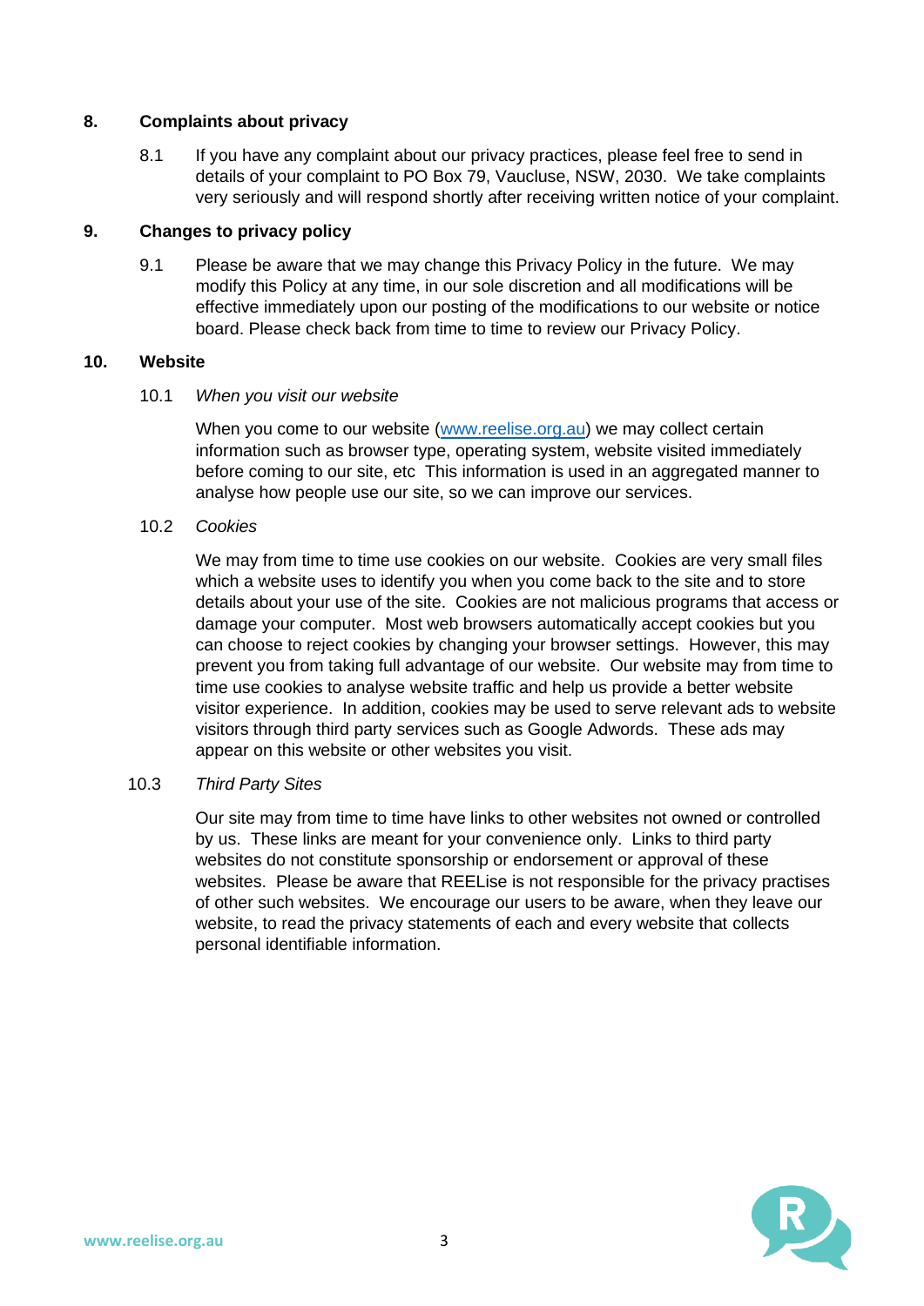## 8. Complaints about privacy

8.1 If you have any complaint about our privacy practices, please feel free to send in details of your complaint to PO Box 79, Vaucluse, NSW, 2030. We take complaints very seriously and will respond shortly after receiving written notice of your complaint.

## 9. Changes to privacy policy

9.1 Please be aware that we may change this Privacy Policy in the future. We may modify this Policy at any time, in our sole discretion and all modifications will be effective immediately upon our posting of the modifications to our website or notice board. Please check back from time to time to review our Privacy Policy.

## 10. Website

10.1 *When you visit our website*

When you come to our website (www.reelise.org.au) we may collect certain information such as browser type, operating system, website visited immediately before coming to our site, etc This information is used in an aggregated manner to analyse how people use our site, so we can improve our services.

10.2 *Cookies*

We may from time to time use cookies on our website. Cookies are very small files which a website uses to identify you when you come back to the site and to store details about your use of the site. Cookies are not malicious programs that access or damage your computer. Most web browsers automatically accept cookies but you can choose to reject cookies by changing your browser settings. However, this may prevent you from taking full advantage of our website. Our website may from time to time use cookies to analyse website traffic and help us provide a better website visitor experience. In addition, cookies may be used to serve relevant ads to website visitors through third party services such as Google Adwords. These ads may appear on this website or other websites you visit.

10.3 *Third Party Sites*

Our site may from time to time have links to other websites not owned or controlled by us. These links are meant for your convenience only. Links to third party websites do not constitute sponsorship or endorsement or approval of these websites. Please be aware that REELise is not responsible for the privacy practises of other such websites. We encourage our users to be aware, when they leave our website, to read the privacy statements of each and every website that collects personal identifiable information.